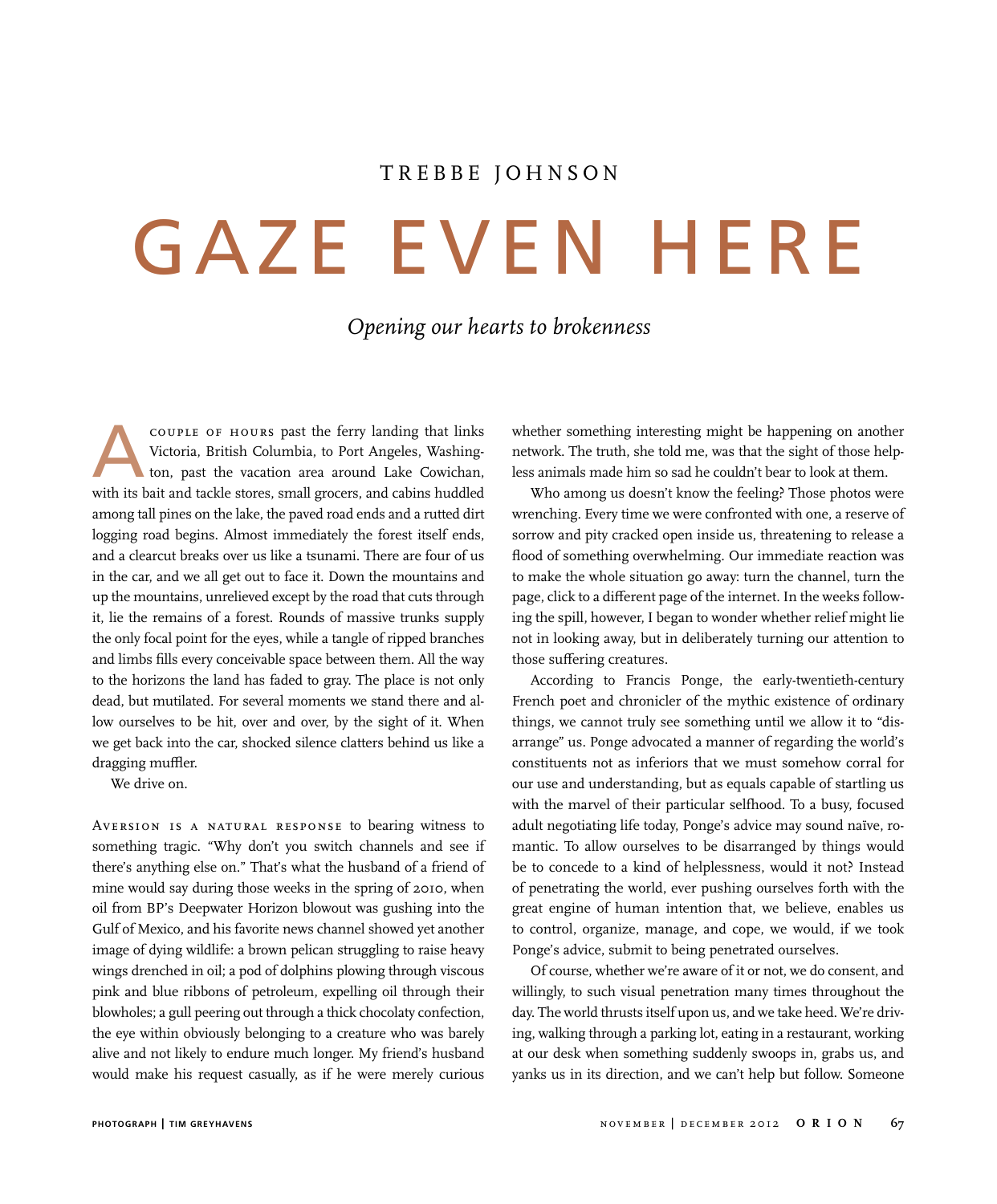TREBBE JOHNSON

# GAZE EVEN HERE

*Opening our hearts to brokenness*

A COUPLE OF HOURS past the ferry landing that links Victoria, British Columbia, to Port Angeles, Washington, past the vacation area around Lake Cowichan, with its bait and tackle stores, small grocers, and cabins huddled among tall pines on the lake, the paved road ends and a rutted dirt logging road begins. Almost immediately the forest itself ends, and a clearcut breaks over us like a tsunami. There are four of us in the car, and we all get out to face it. Down the mountains and up the mountains, unrelieved except by the road that cuts through it, lie the remains of a forest. Rounds of massive trunks supply the only focal point for the eyes, while a tangle of ripped branches and limbs fills every conceivable space between them. All the way to the horizons the land has faded to gray. The place is not only dead, but mutilated. For several moments we stand there and allow ourselves to be hit, over and over, by the sight of it. When we get back into the car, shocked silence clatters behind us like a dragging muffler.

We drive on.

AVERSION IS A NATURAL RESPONSE to bearing witness to something tragic. "Why don't you switch channels and see if there's anything else on." That's what the husband of a friend of mine would say during those weeks in the spring of 2010, when oil from BP's Deepwater Horizon blowout was gushing into the Gulf of Mexico, and his favorite news channel showed yet another image of dying wildlife: a brown pelican struggling to raise heavy wings drenched in oil; a pod of dolphins plowing through viscous pink and blue ribbons of petroleum, expelling oil through their blowholes; a gull peering out through a thick chocolaty confection, the eye within obviously belonging to a creature who was barely alive and not likely to endure much longer. My friend's husband would make his request casually, as if he were merely curious whether something interesting might be happening on another network. The truth, she told me, was that the sight of those helpless animals made him so sad he couldn't bear to look at them.

Who among us doesn't know the feeling? Those photos were wrenching. Every time we were confronted with one, a reserve of sorrow and pity cracked open inside us, threatening to release a flood of something overwhelming. Our immediate reaction was to make the whole situation go away: turn the channel, turn the page, click to a different page of the internet. In the weeks following the spill, however, I began to wonder whether relief might lie not in looking away, but in deliberately turning our attention to those suffering creatures.

According to Francis Ponge, the early-twentieth-century French poet and chronicler of the mythic existence of ordinary things, we cannot truly see something until we allow it to "disarrange" us. Ponge advocated a manner of regarding the world's constituents not as inferiors that we must somehow corral for our use and understanding, but as equals capable of startling us with the marvel of their particular selfhood. To a busy, focused adult negotiating life today, Ponge's advice may sound naïve, romantic. To allow ourselves to be disarranged by things would be to concede to a kind of helplessness, would it not? Instead of penetrating the world, ever pushing ourselves forth with the great engine of human intention that, we believe, enables us to control, organize, manage, and cope, we would, if we took Ponge's advice, submit to being penetrated ourselves.

Of course, whether we're aware of it or not, we do consent, and willingly, to such visual penetration many times throughout the day. The world thrusts itself upon us, and we take heed. We're driving, walking through a parking lot, eating in a restaurant, working at our desk when something suddenly swoops in, grabs us, and yanks us in its direction, and we can't help but follow. Someone

PHOTOGRAPH | TIM GREYHAVENS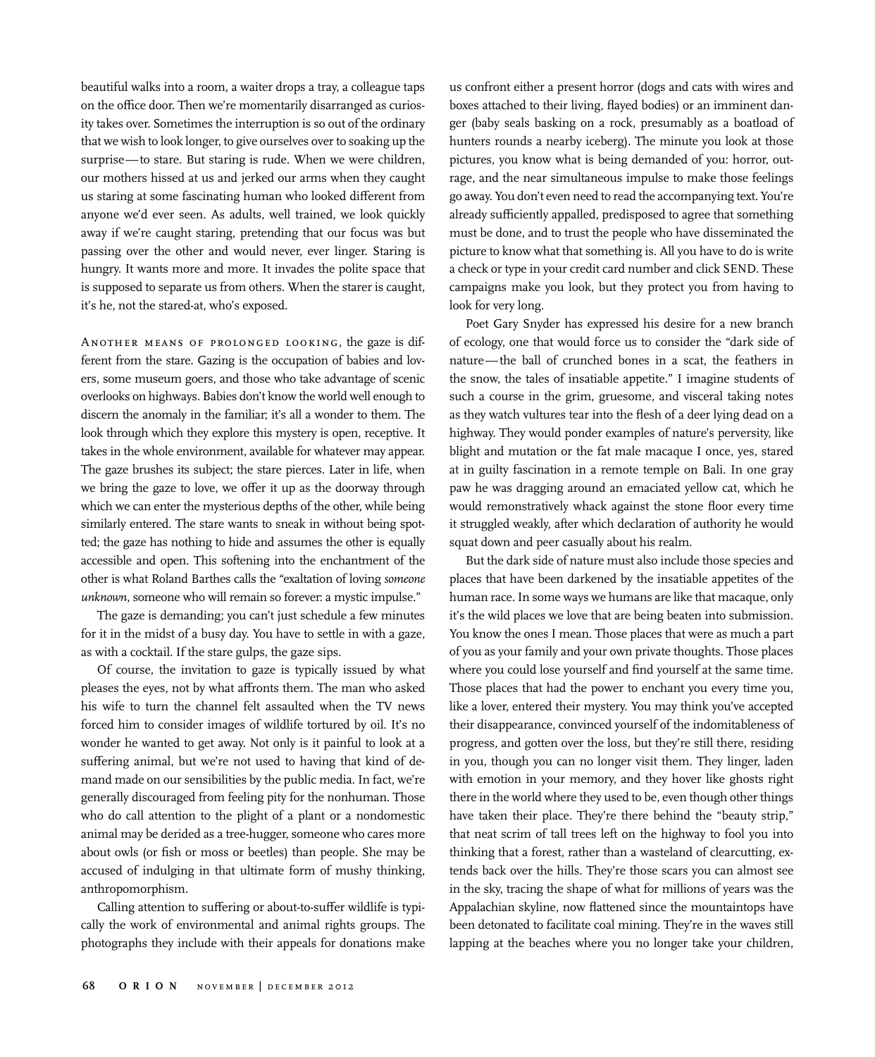beautiful walks into a room, a waiter drops a tray, a colleague taps on the office door. Then we're momentarily disarranged as curiosity takes over. Sometimes the interruption is so out of the ordinary that we wish to look longer, to give ourselves over to soaking up the surprise—to stare. But staring is rude. When we were children, our mothers hissed at us and jerked our arms when they caught us staring at some fascinating human who looked different from anyone we'd ever seen. As adults, well trained, we look quickly away if we're caught staring, pretending that our focus was but passing over the other and would never, ever linger. Staring is hungry. It wants more and more. It invades the polite space that is supposed to separate us from others. When the starer is caught, it's he, not the stared-at, who's exposed.

Another means of prolonged looking, the gaze is different from the stare. Gazing is the occupation of babies and lovers, some museum goers, and those who take advantage of scenic overlooks on highways. Babies don't know the world well enough to discern the anomaly in the familiar; it's all a wonder to them. The look through which they explore this mystery is open, receptive. It takes in the whole environment, available for whatever may appear. The gaze brushes its subject; the stare pierces. Later in life, when we bring the gaze to love, we offer it up as the doorway through which we can enter the mysterious depths of the other, while being similarly entered. The stare wants to sneak in without being spotted; the gaze has nothing to hide and assumes the other is equally accessible and open. This softening into the enchantment of the other is what Roland Barthes calls the "exaltation of loving *someone unknown*, someone who will remain so forever: a mystic impulse."

The gaze is demanding; you can't just schedule a few minutes for it in the midst of a busy day. You have to settle in with a gaze, as with a cocktail. If the stare gulps, the gaze sips.

Of course, the invitation to gaze is typically issued by what pleases the eyes, not by what affronts them. The man who asked his wife to turn the channel felt assaulted when the TV news forced him to consider images of wildlife tortured by oil. It's no wonder he wanted to get away. Not only is it painful to look at a suffering animal, but we're not used to having that kind of demand made on our sensibilities by the public media. In fact, we're generally discouraged from feeling pity for the nonhuman. Those who do call attention to the plight of a plant or a nondomestic animal may be derided as a tree-hugger, someone who cares more about owls (or fish or moss or beetles) than people. She may be accused of indulging in that ultimate form of mushy thinking, anthropomorphism.

Calling attention to suffering or about-to-suffer wildlife is typically the work of environmental and animal rights groups. The photographs they include with their appeals for donations make us confront either a present horror (dogs and cats with wires and boxes attached to their living, flayed bodies) or an imminent danger (baby seals basking on a rock, presumably as a boatload of hunters rounds a nearby iceberg). The minute you look at those pictures, you know what is being demanded of you: horror, outrage, and the near simultaneous impulse to make those feelings go away. You don't even need to read the accompanying text. You're already sufficiently appalled, predisposed to agree that something must be done, and to trust the people who have disseminated the picture to know what that something is. All you have to do is write a check or type in your credit card number and click SEND. These campaigns make you look, but they protect you from having to look for very long.

Poet Gary Snyder has expressed his desire for a new branch of ecology, one that would force us to consider the "dark side of nature—the ball of crunched bones in a scat, the feathers in the snow, the tales of insatiable appetite." I imagine students of such a course in the grim, gruesome, and visceral taking notes as they watch vultures tear into the flesh of a deer lying dead on a highway. They would ponder examples of nature's perversity, like blight and mutation or the fat male macaque I once, yes, stared at in guilty fascination in a remote temple on Bali. In one gray paw he was dragging around an emaciated yellow cat, which he would remonstratively whack against the stone floor every time it struggled weakly, after which declaration of authority he would squat down and peer casually about his realm.

But the dark side of nature must also include those species and places that have been darkened by the insatiable appetites of the human race. In some ways we humans are like that macaque, only it's the wild places we love that are being beaten into submission. You know the ones I mean. Those places that were as much a part of you as your family and your own private thoughts. Those places where you could lose yourself and find yourself at the same time. Those places that had the power to enchant you every time you, like a lover, entered their mystery. You may think you've accepted their disappearance, convinced yourself of the indomitableness of progress, and gotten over the loss, but they're still there, residing in you, though you can no longer visit them. They linger, laden with emotion in your memory, and they hover like ghosts right there in the world where they used to be, even though other things have taken their place. They're there behind the "beauty strip," that neat scrim of tall trees left on the highway to fool you into thinking that a forest, rather than a wasteland of clearcutting, extends back over the hills. They're those scars you can almost see in the sky, tracing the shape of what for millions of years was the Appalachian skyline, now flattened since the mountaintops have been detonated to facilitate coal mining. They're in the waves still lapping at the beaches where you no longer take your children,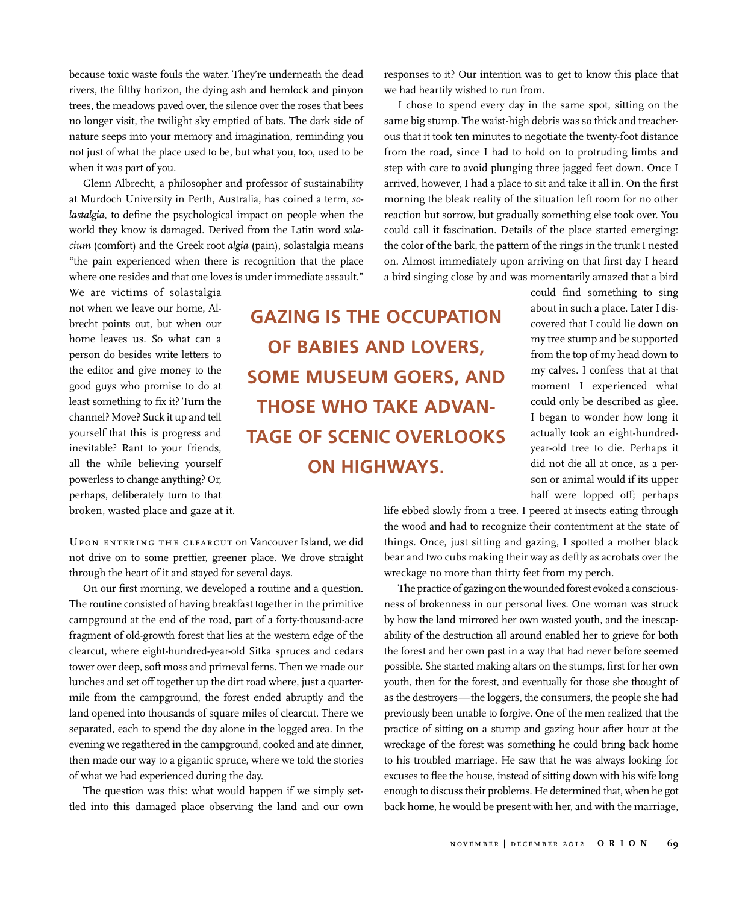because toxic waste fouls the water. They're underneath the dead rivers, the filthy horizon, the dying ash and hemlock and pinyon trees, the meadows paved over, the silence over the roses that bees no longer visit, the twilight sky emptied of bats. The dark side of nature seeps into your memory and imagination, reminding you not just of what the place used to be, but what you, too, used to be when it was part of you.

Glenn Albrecht, a philosopher and professor of sustainability at Murdoch University in Perth, Australia, has coined a term, *solastalgia*, to define the psychological impact on people when the world they know is damaged. Derived from the Latin word *solacium* (comfort) and the Greek root *algia* (pain), solastalgia means "the pain experienced when there is recognition that the place where one resides and that one loves is under immediate assault." We are victims of solastalgia not when we leave our home, Albrecht points out, but when our home leaves us. So what can a person do besides write letters to the editor and give money to the good guys who promise to do at least something to fix it? Turn the channel? Move? Suck it up and tell yourself that this is progress and inevitable? Rant to your friends, all the while believing yourself powerless to change anything? Or, perhaps, deliberately turn to that broken, wasted place and gaze at it.

**GAZING IS THE OCCUPATION OF BABIES AND LOVERS, SOME MUSEUM GOERS, AND THOSE WHO TAKE ADVANTAGE OF SCENIC OVERLOOKS ON HIGHWAYS.**

UPON ENTERING THE CLEARCUT on Vancouver Island, we did not drive on to some prettier, greener place. We drove straight through the heart of it and stayed for several days.

On our first morning, we developed a routine and a question. The routine consisted of having breakfast together in the primitive campground at the end of the road, part of a forty-thousand-acre fragment of old-growth forest that lies at the western edge of the clearcut, where eight-hundred-year-old Sitka spruces and cedars tower over deep, soft moss and primeval ferns. Then we made our lunches and set off together up the dirt road where, just a quarter-mile from the campground, the forest ended abruptly and the land opened into thousands of square miles of clearcut. There we separated, each to spend the day alone in the logged area. In the evening we regathered in the campground, cooked and ate dinner, then made our way to a gigantic spruce, where we told the stories of what we had experienced during the day.

The question was this: what would happen if we simply settled into this damaged place observing the land and our own responses to it? Our intention was to get to know this place that we had heartily wished to run from.

I chose to spend every day in the same spot, sitting on the same big stump. The waist-high debris was so thick and treacherous that it took ten minutes to negotiate the twenty-foot distance from the road, since I had to hold on to protruding limbs and step with care to avoid plunging three jagged feet down. Once I arrived, however, I had a place to sit and take it all in. On the first morning the bleak reality of the situation left room for no other reaction but sorrow, but gradually something else took over. You could call it fascination. Details of the place started emerging: the color of the bark, the pattern of the rings in the trunk I nested on. Almost immediately upon arriving on that first day I heard a bird singing close by and was momentarily amazed that a bird could find something to sing about in such a place. Later I discovered that I could lie down on my tree stump and be supported from the top of my head down to my calves. I confess that at that moment I experienced what could only be described as glee. I began to wonder how long it actually took an eight-hundred-year-old tree to die. Perhaps it did not die all at once, as a person or animal would if its upper half were lopped off; perhaps life ebbed slowly from a tree. I peered at insects eating through the wood and had to recognize their contentment at the state of things. Once, just sitting and gazing, I spotted a mother black bear and two cubs making their way as deftly as acrobats over the wreckage no more than thirty feet from my perch.

The practice of gazing on the wounded forest evoked a consciousness of brokenness in our personal lives. One woman was struck by how the land mirrored her own wasted youth, and the inescapability of the destruction all around enabled her to grieve for both the forest and her own past in a way that had never before seemed possible. She started making altars on the stumps, first for her own youth, then for the forest, and eventually for those she thought of as the destroyers—the loggers, the consumers, the people she had previously been unable to forgive. One of the men realized that the practice of sitting on a stump and gazing hour after hour at the wreckage of the forest was something he could bring back home to his troubled marriage. He saw that he was always looking for excuses to flee the house, instead of sitting down with his wife long enough to discuss their problems. He determined that, when he got back home, he would be present with her, and with the marriage,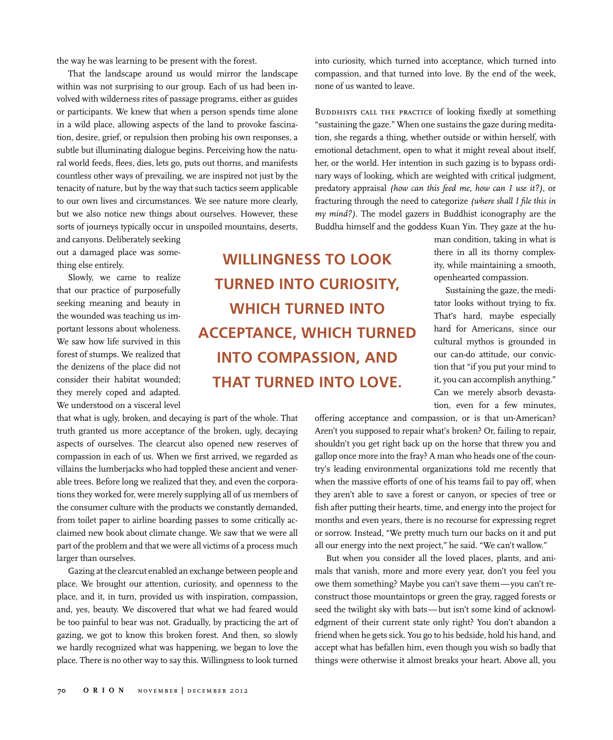the way he was learning to be present with the forest.

That the landscape around us would mirror the landscape within was not surprising to our group. Each of us had been involved with wilderness rites of passage programs, either as guides or participants. We knew that when a person spends time alone in a wild place, allowing aspects of the land to provoke fascination, desire, grief, or repulsion then probing his own responses, a subtle but illuminating dialogue begins. Perceiving how the natural world feeds, flees, dies, lets go, puts out thorns, and manifests countless other ways of prevailing, we are inspired not just by the tenacity of nature, but by the way that such tactics seem applicable to our own lives and circumstances. We see nature more clearly, but we also notice new things about ourselves. However, these sorts of journeys typically occur in unspoiled mountains, deserts, and canyons. Deliberately seeking out a damaged place was something else entirely.

Slowly, we came to realize that our practice of purposefully seeking meaning and beauty in the wounded was teaching us important lessons about wholeness. We saw how life survived in this forest of stumps. We realized that the denizens of the place did not consider their habitat wounded; they merely coped and adapted. We understood on a visceral level that what is ugly, broken, and decaying is part of the whole. That truth granted us more acceptance of the broken, ugly, decaying aspects of ourselves. The clearcut also opened new reserves of compassion in each of us. When we first arrived, we regarded as villains the lumberjacks who had toppled these ancient and venerable trees. Before long we realized that they, and even the corporations they worked for, were merely supplying all of us members of the consumer culture with the products we constantly demanded, from toilet paper to airline boarding passes to some critically acclaimed new book about climate change. We saw that we were all part of the problem and that we were all victims of a process much larger than ourselves.

Gazing at the clearcut enabled an exchange between people and place. We brought our attention, curiosity, and openness to the place, and it, in turn, provided us with inspiration, compassion, and, yes, beauty. We discovered that what we had feared would be too painful to bear was not. Gradually, by practicing the art of gazing, we got to know this broken forest. And then, so slowly we hardly recognized what was happening, we began to love the place. There is no other way to say this. Willingness to look turned into curiosity, which turned into acceptance, which turned into compassion, and that turned into love. By the end of the week, none of us wanted to leave.

**WILLINGNESS TO LOOK TURNED INTO CURIOSITY, WHICH TURNED INTO ACCEPTANCE, WHICH TURNED INTO COMPASSION, AND THAT TURNED INTO LOVE.**

Buddhists call the practice of looking fixedly at something "sustaining the gaze." When one sustains the gaze during meditation, she regards a thing, whether outside or within herself, with emotional detachment, open to what it might reveal about itself, her, or the world. Her intention in such gazing is to bypass ordinary ways of looking, which are weighted with critical judgment, predatory appraisal *(how can this feed me, how can I use it?)*, or fracturing through the need to categorize *(where shall I file this in my mind?)*. The model gazers in Buddhist iconography are the Buddha himself and the goddess Kuan Yin. They gaze at the human condition, taking in what is there in all its thorny complexity, while maintaining a smooth, openhearted compassion.

Sustaining the gaze, the meditator looks without trying to fix. That's hard, maybe especially hard for Americans, since our cultural mythos is grounded in our can-do attitude, our conviction that "if you put your mind to it, you can accomplish anything." Can we merely absorb devastation, even for a few minutes, offering acceptance and compassion, or is that un-American? Aren't you supposed to repair what's broken? Or, failing to repair, shouldn't you get right back up on the horse that threw you and gallop once more into the fray? A man who heads one of the country's leading environmental organizations told me recently that when the massive efforts of one of his teams fail to pay off, when they aren't able to save a forest or canyon, or species of tree or fish after putting their hearts, time, and energy into the project for months and even years, there is no recourse for expressing regret or sorrow. Instead, "We pretty much turn our backs on it and put all our energy into the next project," he said. "We can't wallow."

But when you consider all the loved places, plants, and animals that vanish, more and more every year, don't you feel you owe them something? Maybe you can't save them—you can't reconstruct those mountaintops or green the gray, ragged forests or seed the twilight sky with bats—but isn't some kind of acknowledgment of their current state only right? You don't abandon a friend when he gets sick. You go to his bedside, hold his hand, and accept what has befallen him, even though you wish so badly that things were otherwise it almost breaks your heart. Above all, you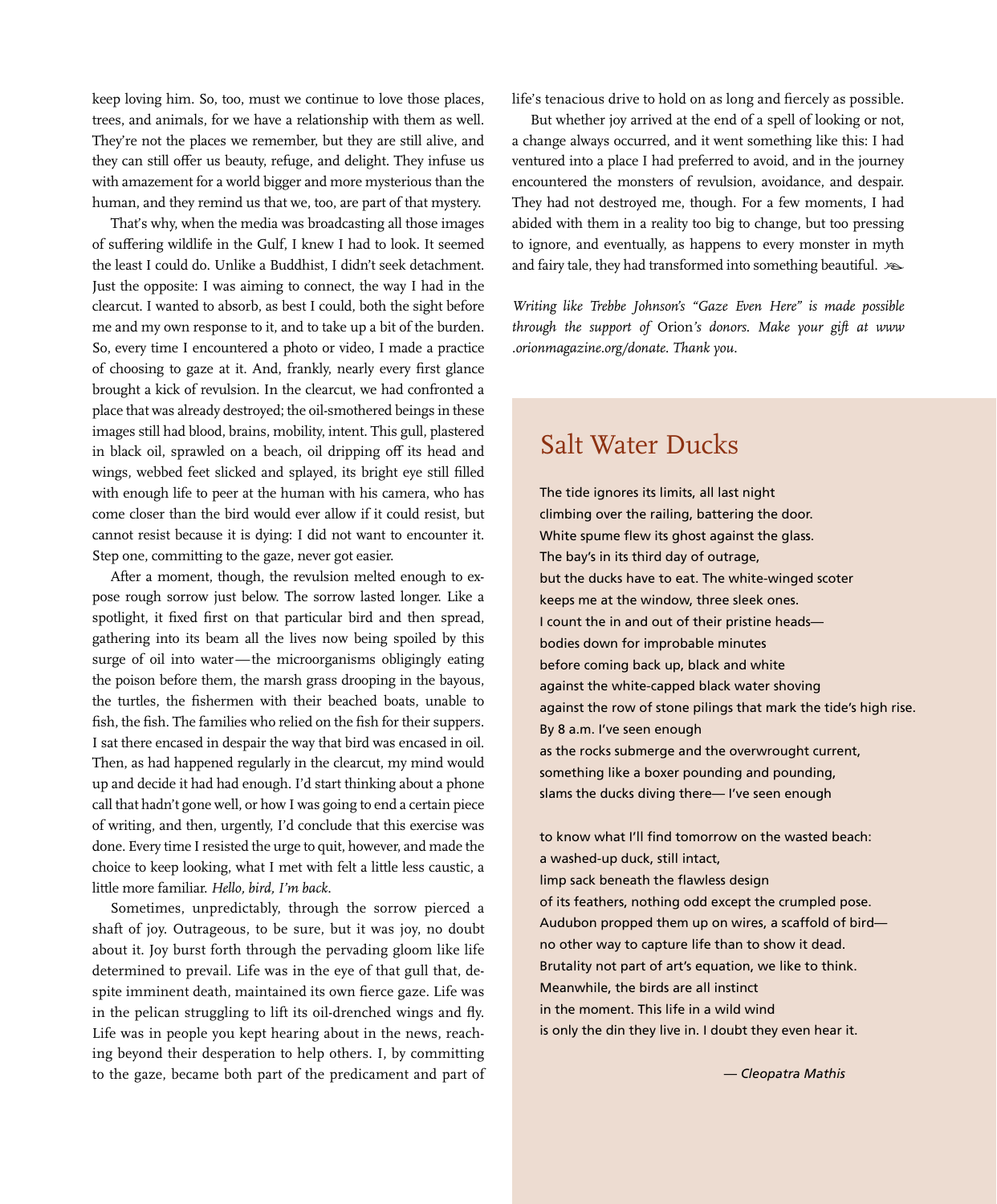keep loving him. So, too, must we continue to love those places, trees, and animals, for we have a relationship with them as well. They're not the places we remember, but they are still alive, and they can still offer us beauty, refuge, and delight. They infuse us with amazement for a world bigger and more mysterious than the human, and they remind us that we, too, are part of that mystery.

That's why, when the media was broadcasting all those images of suffering wildlife in the Gulf, I knew I had to look. It seemed the least I could do. Unlike a Buddhist, I didn't seek detachment. Just the opposite: I was aiming to connect, the way I had in the clearcut. I wanted to absorb, as best I could, both the sight before me and my own response to it, and to take up a bit of the burden. So, every time I encountered a photo or video, I made a practice of choosing to gaze at it. And, frankly, nearly every first glance brought a kick of revulsion. In the clearcut, we had confronted a place that was already destroyed; the oil-smothered beings in these images still had blood, brains, mobility, intent. This gull, plastered in black oil, sprawled on a beach, oil dripping off its head and wings, webbed feet slicked and splayed, its bright eye still filled with enough life to peer at the human with his camera, who has come closer than the bird would ever allow if it could resist, but cannot resist because it is dying: I did not want to encounter it. Step one, committing to the gaze, never got easier.

After a moment, though, the revulsion melted enough to expose rough sorrow just below. The sorrow lasted longer. Like a spotlight, it fixed first on that particular bird and then spread, gathering into its beam all the lives now being spoiled by this surge of oil into water—the microorganisms obligingly eating the poison before them, the marsh grass drooping in the bayous, the turtles, the fishermen with their beached boats, unable to fish, the fish. The families who relied on the fish for their suppers. I sat there encased in despair the way that bird was encased in oil. Then, as had happened regularly in the clearcut, my mind would up and decide it had had enough. I'd start thinking about a phone call that hadn't gone well, or how I was going to end a certain piece of writing, and then, urgently, I'd conclude that this exercise was done. Every time I resisted the urge to quit, however, and made the choice to keep looking, what I met with felt a little less caustic, a little more familiar. *Hello, bird, I'm back.*

Sometimes, unpredictably, through the sorrow pierced a shaft of joy. Outrageous, to be sure, but it was joy, no doubt about it. Joy burst forth through the pervading gloom like life determined to prevail. Life was in the eye of that gull that, despite imminent death, maintained its own fierce gaze. Life was in the pelican struggling to lift its oil-drenched wings and fly. Life was in people you kept hearing about in the news, reaching beyond their desperation to help others. I, by committing to the gaze, became both part of the predicament and part of life's tenacious drive to hold on as long and fiercely as possible.

But whether joy arrived at the end of a spell of looking or not, a change always occurred, and it went something like this: I had ventured into a place I had preferred to avoid, and in the journey encountered the monsters of revulsion, avoidance, and despair. They had not destroyed me, though. For a few moments, I had abided with them in a reality too big to change, but too pressing to ignore, and eventually, as happens to every monster in myth and fairy tale, they had transformed into something beautiful.

*Writing like Trebbe Johnson's "Gaze Even Here" is made possible through the support of* Orion*'s donors. Make your gift at www.orionmagazine.org/donate. Thank you.*

## Salt Water Ducks

The tide ignores its limits, all last night  
climbing over the railing, battering the door.  
White spume flew its ghost against the glass.  
The bay's in its third day of outrage,  
but the ducks have to eat. The white-winged scoter  
keeps me at the window, three sleek ones.  
I count the in and out of their pristine heads—  
bodies down for improbable minutes  
before coming back up, black and white  
against the white-capped black water shoving  
against the row of stone pilings that mark the tide's high rise.  
By 8 a.m. I've seen enough  
as the rocks submerge and the overwrought current,  
something like a boxer pounding and pounding,  
slams the ducks diving there— I've seen enough

to know what I'll find tomorrow on the wasted beach:  
a washed-up duck, still intact,  
limp sack beneath the flawless design  
of its feathers, nothing odd except the crumpled pose.  
Audubon propped them up on wires, a scaffold of bird—  
no other way to capture life than to show it dead.  
Brutality not part of art's equation, we like to think.  
Meanwhile, the birds are all instinct  
in the moment. This life in a wild wind  
is only the din they live in. I doubt they even hear it.

*— Cleopatra Mathis*